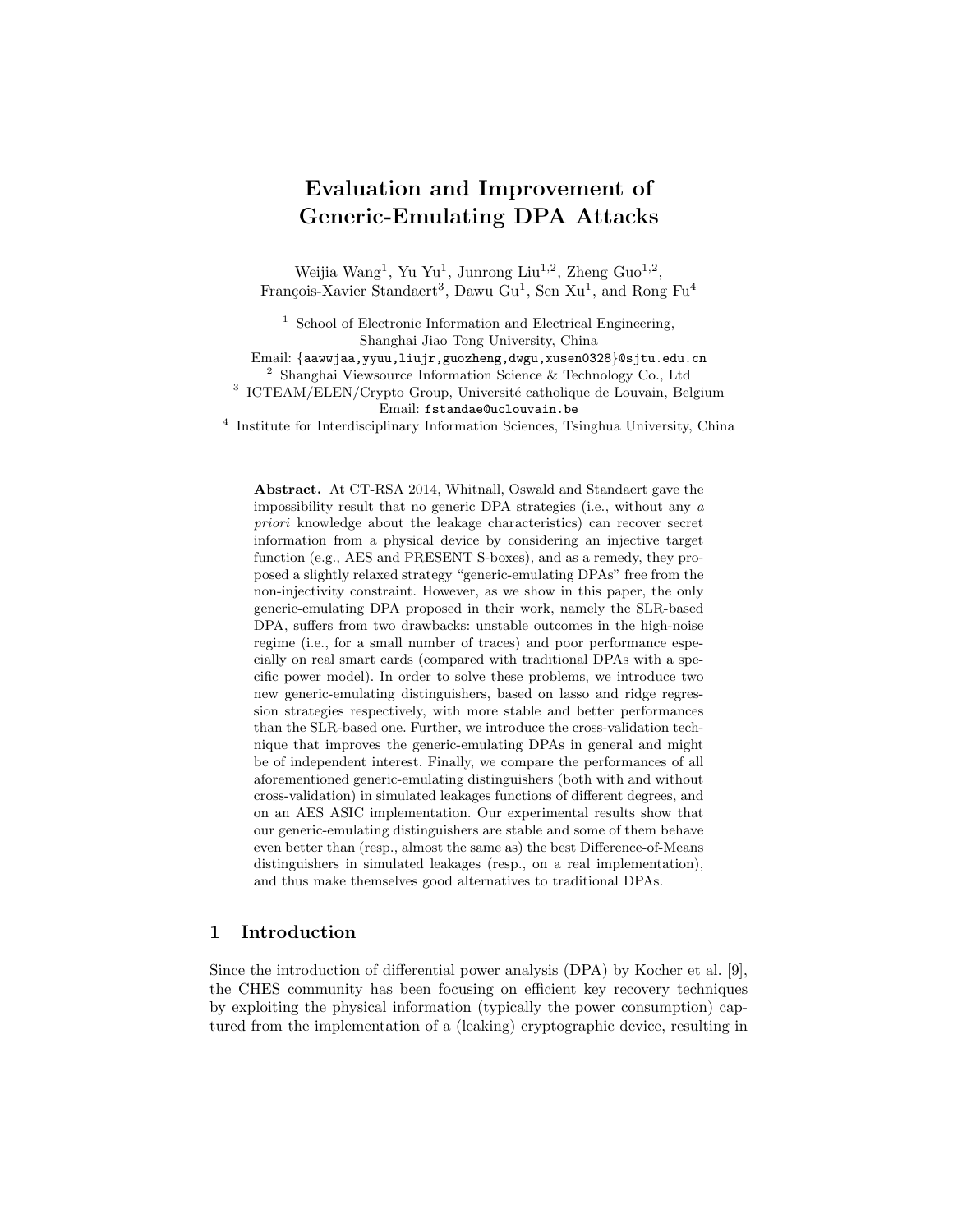# Evaluation and Improvement of Generic-Emulating DPA Attacks

Weijia Wang[1], Yu Yu[1], Junrong Liu[1,2], Zheng Guo[1,2], François-Xavier Standaert[3], Dawu Gu[1], Sen Xu[1], and Rong Fu[4]

[1] School of Electronic Information and Electrical Engineering, Shanghai Jiao Tong University, China
Email: {aawwjaa,yyuu,liujr,guozheng,dwgu,xusen0328}@sjtu.edu.cn

[2] Shanghai Viewsource Information Science & Technology Co., Ltd

[3] ICTEAM/ELEN/Crypto Group, Université catholique de Louvain, Belgium
Email: fstandae@uclouvain.be

[4] Institute for Interdisciplinary Information Sciences, Tsinghua University, China

**Abstract.** At CT-RSA 2014, Whitnall, Oswald and Standaert gave the impossibility result that no generic DPA strategies (i.e., without any *a priori* knowledge about the leakage characteristics) can recover secret information from a physical device by considering an injective target function (e.g., AES and PRESENT S-boxes), and as a remedy, they proposed a slightly relaxed strategy "generic-emulating DPAs" free from the non-injectivity constraint. However, as we show in this paper, the only generic-emulating DPA proposed in their work, namely the SLR-based DPA, suffers from two drawbacks: unstable outcomes in the high-noise regime (i.e., for a small number of traces) and poor performance especially on real smart cards (compared with traditional DPAs with a specific power model). In order to solve these problems, we introduce two new generic-emulating distinguishers, based on lasso and ridge regression strategies respectively, with more stable and better performances than the SLR-based one. Further, we introduce the cross-validation technique that improves the generic-emulating DPAs in general and might be of independent interest. Finally, we compare the performances of all aforementioned generic-emulating distinguishers (both with and without cross-validation) in simulated leakages functions of different degrees, and on an AES ASIC implementation. Our experimental results show that our generic-emulating distinguishers are stable and some of them behave even better than (resp., almost the same as) the best Difference-of-Means distinguishers in simulated leakages (resp., on a real implementation), and thus make themselves good alternatives to traditional DPAs.

## 1 Introduction

Since the introduction of differential power analysis (DPA) by Kocher et al. [9], the CHES community has been focusing on efficient key recovery techniques by exploiting the physical information (typically the power consumption) captured from the implementation of a (leaking) cryptographic device, resulting in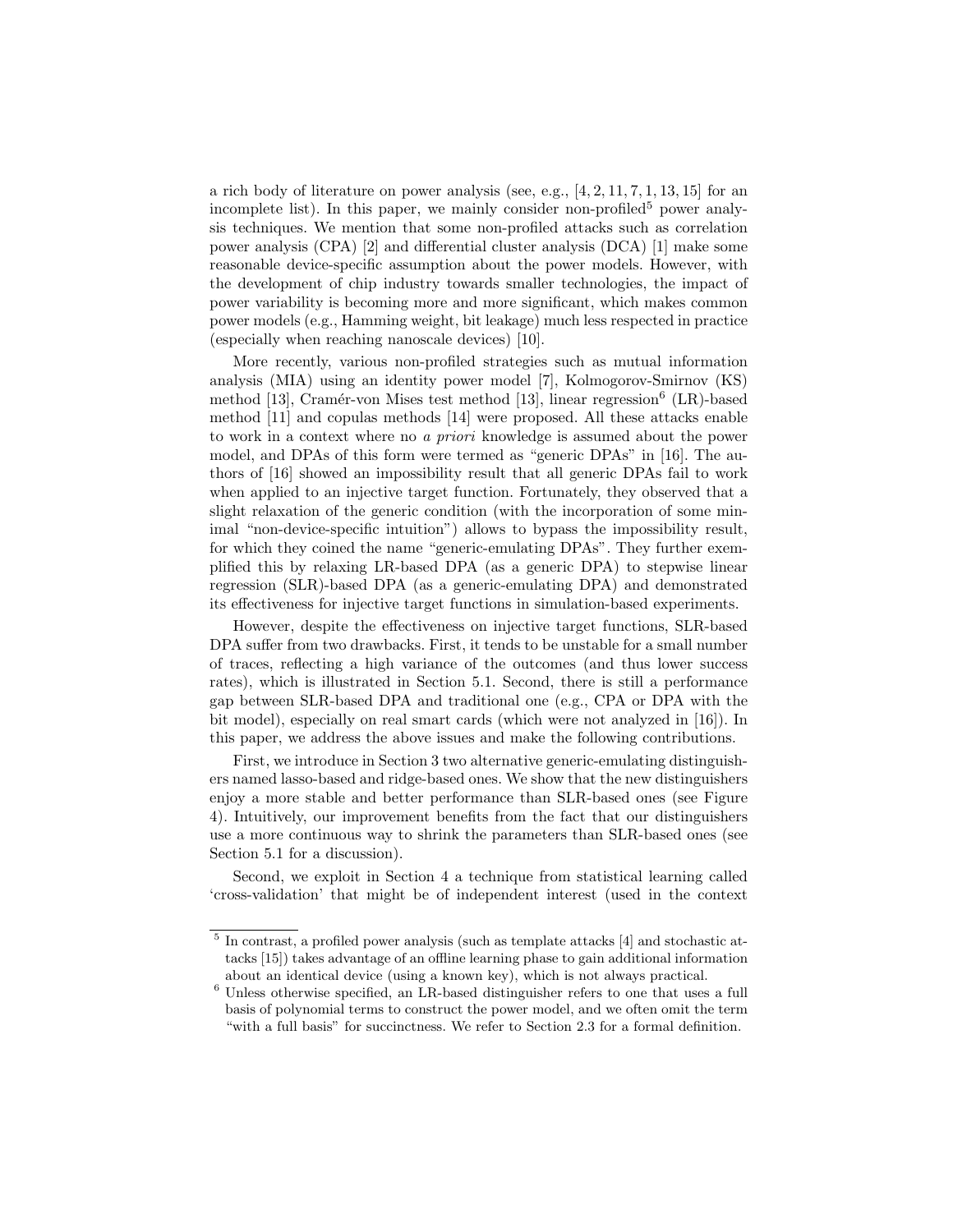a rich body of literature on power analysis (see, e.g., [4, 2, 11, 7, 1, 13, 15] for an incomplete list). In this paper, we mainly consider non-profiled[5] power analysis techniques. We mention that some non-profiled attacks such as correlation power analysis (CPA) [2] and differential cluster analysis (DCA) [1] make some reasonable device-specific assumption about the power models. However, with the development of chip industry towards smaller technologies, the impact of power variability is becoming more and more significant, which makes common power models (e.g., Hamming weight, bit leakage) much less respected in practice (especially when reaching nanoscale devices) [10].

More recently, various non-profiled strategies such as mutual information analysis (MIA) using an identity power model [7], Kolmogorov-Smirnov (KS) method [13], Cramér-von Mises test method [13], linear regression[6] (LR)-based method [11] and copulas methods [14] were proposed. All these attacks enable to work in a context where no *a priori* knowledge is assumed about the power model, and DPAs of this form were termed as "generic DPAs" in [16]. The authors of [16] showed an impossibility result that all generic DPAs fail to work when applied to an injective target function. Fortunately, they observed that a slight relaxation of the generic condition (with the incorporation of some minimal "non-device-specific intuition") allows to bypass the impossibility result, for which they coined the name "generic-emulating DPAs". They further exemplified this by relaxing LR-based DPA (as a generic DPA) to stepwise linear regression (SLR)-based DPA (as a generic-emulating DPA) and demonstrated its effectiveness for injective target functions in simulation-based experiments.

However, despite the effectiveness on injective target functions, SLR-based DPA suffer from two drawbacks. First, it tends to be unstable for a small number of traces, reflecting a high variance of the outcomes (and thus lower success rates), which is illustrated in Section 5.1. Second, there is still a performance gap between SLR-based DPA and traditional one (e.g., CPA or DPA with the bit model), especially on real smart cards (which were not analyzed in [16]). In this paper, we address the above issues and make the following contributions.

First, we introduce in Section 3 two alternative generic-emulating distinguishers named lasso-based and ridge-based ones. We show that the new distinguishers enjoy a more stable and better performance than SLR-based ones (see Figure 4). Intuitively, our improvement benefits from the fact that our distinguishers use a more continuous way to shrink the parameters than SLR-based ones (see Section 5.1 for a discussion).

Second, we exploit in Section 4 a technique from statistical learning called 'cross-validation' that might be of independent interest (used in the context

---

[5] In contrast, a profiled power analysis (such as template attacks [4] and stochastic attacks [15]) takes advantage of an offline learning phase to gain additional information about an identical device (using a known key), which is not always practical.

[6] Unless otherwise specified, an LR-based distinguisher refers to one that uses a full basis of polynomial terms to construct the power model, and we often omit the term "with a full basis" for succinctness. We refer to Section 2.3 for a formal definition.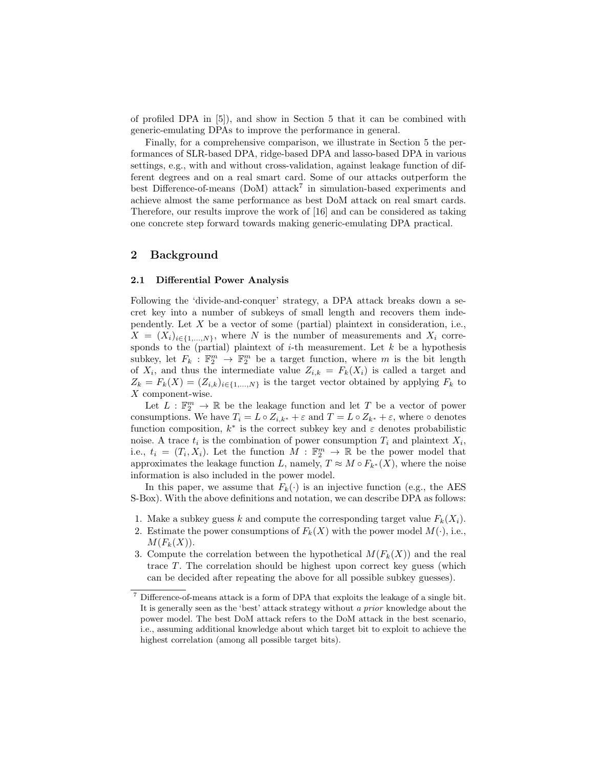of profiled DPA in [5]), and show in Section 5 that it can be combined with generic-emulating DPAs to improve the performance in general.

Finally, for a comprehensive comparison, we illustrate in Section 5 the performances of SLR-based DPA, ridge-based DPA and lasso-based DPA in various settings, e.g., with and without cross-validation, against leakage function of different degrees and on a real smart card. Some of our attacks outperform the best Difference-of-means (DoM) attack[7] in simulation-based experiments and achieve almost the same performance as best DoM attack on real smart cards. Therefore, our results improve the work of [16] and can be considered as taking one concrete step forward towards making generic-emulating DPA practical.

## 2 Background

### 2.1 Differential Power Analysis

Following the 'divide-and-conquer' strategy, a DPA attack breaks down a secret key into a number of subkeys of small length and recovers them independently. Let $X$ be a vector of some (partial) plaintext in consideration, i.e., $X = (X_i)_{i \in \{1,\ldots,N\}}$, where $N$ is the number of measurements and $X_i$ corresponds to the (partial) plaintext of $i$-th measurement. Let $k$ be a hypothesis subkey, let $F_k : \mathbb{F}_2^m \rightarrow \mathbb{F}_2^m$ be a target function, where $m$ is the bit length of $X_i$, and thus the intermediate value $Z_{i,k} = F_k(X_i)$ is called a target and $Z_k = F_k(X) = (Z_{i,k})_{i \in \{1,\ldots,N\}}$ is the target vector obtained by applying $F_k$ to $X$ component-wise.

Let $L : \mathbb{F}_2^m \rightarrow \mathbb{R}$ be the leakage function and let $T$ be a vector of power consumptions. We have $T_i = L \circ Z_{i,k^*} + \varepsilon$ and $T = L \circ Z_{k^*} + \varepsilon$, where $\circ$ denotes function composition, $k^*$ is the correct subkey key and $\varepsilon$ denotes probabilistic noise. A trace $t_i$ is the combination of power consumption $T_i$ and plaintext $X_i$, i.e., $t_i = (T_i, X_i)$. Let the function $M : \mathbb{F}_2^m \rightarrow \mathbb{R}$ be the power model that approximates the leakage function $L$, namely, $T \approx M \circ F_{k^*}(X)$, where the noise information is also included in the power model.

In this paper, we assume that $F_k(\cdot)$ is an injective function (e.g., the AES S-Box). With the above definitions and notation, we can describe DPA as follows:

1. Make a subkey guess $k$ and compute the corresponding target value $F_k(X_i)$.
2. Estimate the power consumptions of $F_k(X)$ with the power model $M(\cdot)$, i.e., $M(F_k(X))$.
3. Compute the correlation between the hypothetical $M(F_k(X))$ and the real trace $T$. The correlation should be highest upon correct key guess (which can be decided after repeating the above for all possible subkey guesses).

[7] Difference-of-means attack is a form of DPA that exploits the leakage of a single bit. It is generally seen as the 'best' attack strategy without *a prior* knowledge about the power model. The best DoM attack refers to the DoM attack in the best scenario, i.e., assuming additional knowledge about which target bit to exploit to achieve the highest correlation (among all possible target bits).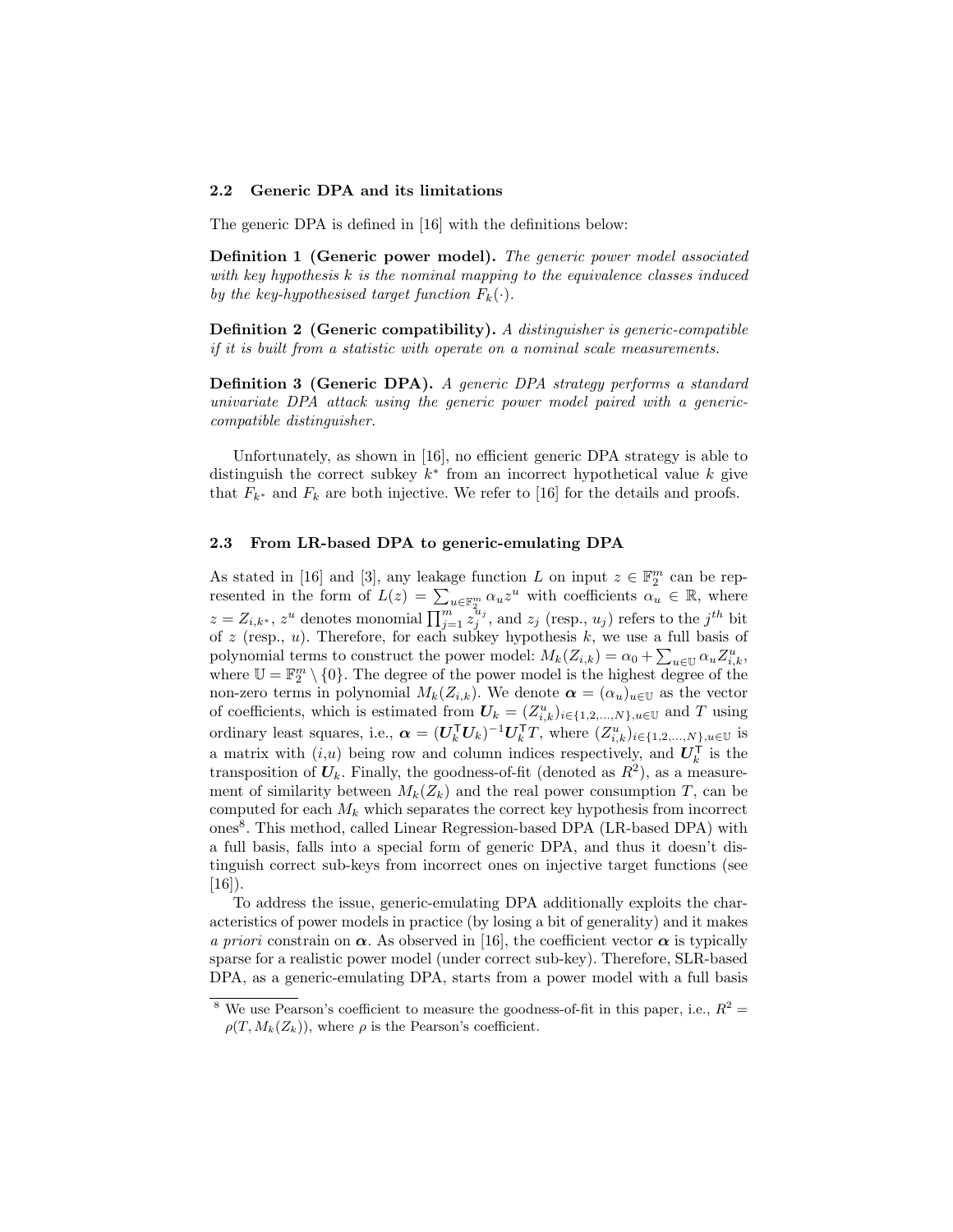### 2.2 Generic DPA and its limitations

The generic DPA is defined in [16] with the definitions below:

**Definition 1 (Generic power model).** *The generic power model associated with key hypothesis k is the nominal mapping to the equivalence classes induced by the key-hypothesised target function $F_k(\cdot)$.*

**Definition 2 (Generic compatibility).** *A distinguisher is generic-compatible if it is built from a statistic with operate on a nominal scale measurements.*

**Definition 3 (Generic DPA).** *A generic DPA strategy performs a standard univariate DPA attack using the generic power model paired with a generic-compatible distinguisher.*

Unfortunately, as shown in [16], no efficient generic DPA strategy is able to distinguish the correct subkey $k^*$ from an incorrect hypothetical value $k$ give that $F_{k^*}$ and $F_k$ are both injective. We refer to [16] for the details and proofs.

### 2.3 From LR-based DPA to generic-emulating DPA

As stated in [16] and [3], any leakage function $L$ on input $z \in \mathbb{F}_2^m$ can be represented in the form of $L(z) = \sum_{u \in \mathbb{F}_2^m} \alpha_u z^u$ with coefficients $\alpha_u \in \mathbb{R}$, where $z = Z_{i,k^*}$, $z^u$ denotes monomial $\prod_{j=1}^m z_j^{u_j}$, and $z_j$ (resp., $u_j$) refers to the $j^{th}$ bit of $z$ (resp., $u$). Therefore, for each subkey hypothesis $k$, we use a full basis of polynomial terms to construct the power model: $M_k(Z_{i,k}) = \alpha_0 + \sum_{u \in \mathbb{U}} \alpha_u Z_{i,k}^u$, where $\mathbb{U} = \mathbb{F}_2^m \setminus \{0\}$. The degree of the power model is the highest degree of the non-zero terms in polynomial $M_k(Z_{i,k})$. We denote $\boldsymbol{\alpha} = (\alpha_u)_{u \in \mathbb{U}}$ as the vector of coefficients, which is estimated from $\boldsymbol{U}_k = (Z_{i,k}^u)_{i \in \{1,2,\ldots,N\}, u \in \mathbb{U}}$ and $T$ using ordinary least squares, i.e., $\boldsymbol{\alpha} = (\boldsymbol{U}_k^\intercal \boldsymbol{U}_k)^{-1} \boldsymbol{U}_k^\intercal T$, where $(Z_{i,k}^u)_{i \in \{1,2,\ldots,N\}, u \in \mathbb{U}}$ is a matrix with $(i,u)$ being row and column indices respectively, and $\boldsymbol{U}_k^\intercal$ is the transposition of $\boldsymbol{U}_k$. Finally, the goodness-of-fit (denoted as $R^2$), as a measurement of similarity between $M_k(Z_k)$ and the real power consumption $T$, can be computed for each $M_k$ which separates the correct key hypothesis from incorrect ones[8]. This method, called Linear Regression-based DPA (LR-based DPA) with a full basis, falls into a special form of generic DPA, and thus it doesn't distinguish correct sub-keys from incorrect ones on injective target functions (see [16]).

To address the issue, generic-emulating DPA additionally exploits the characteristics of power models in practice (by losing a bit of generality) and it makes *a priori* constrain on $\boldsymbol{\alpha}$. As observed in [16], the coefficient vector $\boldsymbol{\alpha}$ is typically sparse for a realistic power model (under correct sub-key). Therefore, SLR-based DPA, as a generic-emulating DPA, starts from a power model with a full basis

[8] We use Pearson's coefficient to measure the goodness-of-fit in this paper, i.e., $R^2 = \rho(T, M_k(Z_k))$, where $\rho$ is the Pearson's coefficient.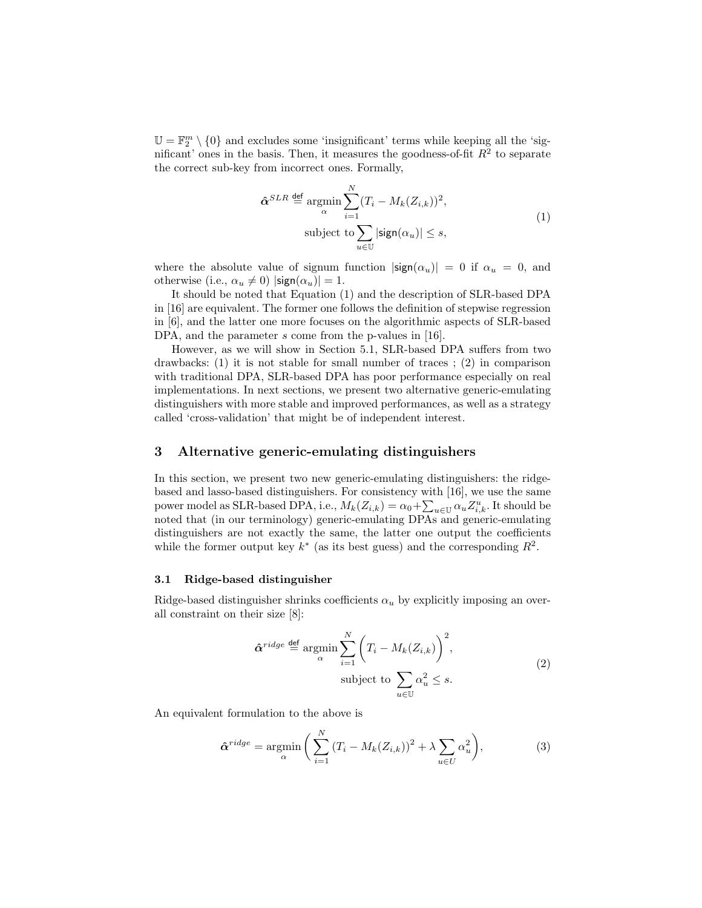$\mathbb{U} = \mathbb{F}_2^m \setminus \{0\}$ and excludes some 'insignificant' terms while keeping all the 'significant' ones in the basis. Then, it measures the goodness-of-fit $R^2$ to separate the correct sub-key from incorrect ones. Formally,

$$
\begin{aligned}
\hat{\boldsymbol{\alpha}}^{SLR} &\stackrel{\mathsf{def}}{=} \operatorname*{argmin}_{\alpha} \sum_{i=1}^{N} (T_i - M_k(Z_{i,k}))^2, \\
&\text{subject to} \sum_{u \in \mathbb{U}} |\mathsf{sign}(\alpha_u)| \leq s,
\end{aligned}
\tag{1}
$$

where the absolute value of signum function $|\mathsf{sign}(\alpha_u)| = 0$ if $\alpha_u = 0$, and otherwise (i.e., $\alpha_u \neq 0$) $|\mathsf{sign}(\alpha_u)| = 1$.

It should be noted that Equation (1) and the description of SLR-based DPA in [16] are equivalent. The former one follows the definition of stepwise regression in [6], and the latter one more focuses on the algorithmic aspects of SLR-based DPA, and the parameter $s$ come from the p-values in [16].

However, as we will show in Section 5.1, SLR-based DPA suffers from two drawbacks: (1) it is not stable for small number of traces ; (2) in comparison with traditional DPA, SLR-based DPA has poor performance especially on real implementations. In next sections, we present two alternative generic-emulating distinguishers with more stable and improved performances, as well as a strategy called 'cross-validation' that might be of independent interest.

## 3 Alternative generic-emulating distinguishers

In this section, we present two new generic-emulating distinguishers: the ridge-based and lasso-based distinguishers. For consistency with [16], we use the same power model as SLR-based DPA, i.e., $M_k(Z_{i,k}) = \alpha_0 + \sum_{u \in \mathbb{U}} \alpha_u Z_{i,k}^u$. It should be noted that (in our terminology) generic-emulating DPAs and generic-emulating distinguishers are not exactly the same, the latter one output the coefficients while the former output key $k^*$ (as its best guess) and the corresponding $R^2$.

### 3.1 Ridge-based distinguisher

Ridge-based distinguisher shrinks coefficients $\alpha_u$ by explicitly imposing an overall constraint on their size [8]:

$$
\begin{aligned}
\hat{\boldsymbol{\alpha}}^{ridge} &\stackrel{\mathsf{def}}{=} \operatorname*{argmin}_{\alpha} \sum_{i=1}^{N} \Big( T_i - M_k(Z_{i,k}) \Big)^2, \\
&\text{subject to} \sum_{u \in \mathbb{U}} \alpha_u^2 \leq s.
\end{aligned}
\tag{2}
$$

An equivalent formulation to the above is

$$
\hat{\boldsymbol{\alpha}}^{ridge} = \operatorname*{argmin}_{\alpha} \Big( \sum_{i=1}^{N} (T_i - M_k(Z_{i,k}))^2 + \lambda \sum_{u \in U} \alpha_u^2 \Big),
\tag{3}
$$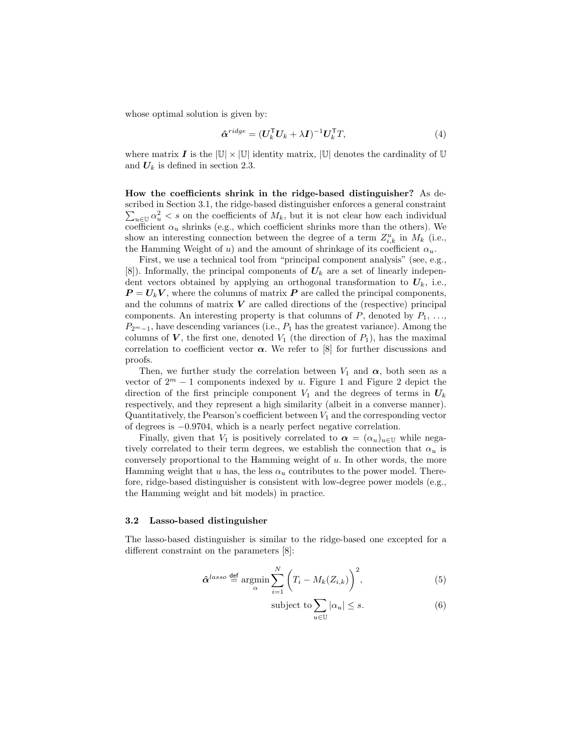whose optimal solution is given by:

$$\hat{\boldsymbol{\alpha}}^{ridge} = (\boldsymbol{U}_k^\mathsf{T}\boldsymbol{U}_k + \lambda \boldsymbol{I})^{-1}\boldsymbol{U}_k^\mathsf{T} T, \tag{4}$$

where matrix $\boldsymbol{I}$ is the $|\mathbb{U}| \times |\mathbb{U}|$ identity matrix, $|\mathbb{U}|$ denotes the cardinality of $\mathbb{U}$ and $\boldsymbol{U}_k$ is defined in section 2.3.

**How the coefficients shrink in the ridge-based distinguisher?** As described in Section 3.1, the ridge-based distinguisher enforces a general constraint $\sum_{u \in \mathbb{U}} \alpha_u^2 < s$ on the coefficients of $M_k$, but it is not clear how each individual coefficient $\alpha_u$ shrinks (e.g., which coefficient shrinks more than the others). We show an interesting connection between the degree of a term $Z_{i,k}^u$ in $M_k$ (i.e., the Hamming Weight of $u$) and the amount of shrinkage of its coefficient $\alpha_u$.

First, we use a technical tool from "principal component analysis" (see, e.g., [8]). Informally, the principal components of $\boldsymbol{U}_k$ are a set of linearly independent vectors obtained by applying an orthogonal transformation to $\boldsymbol{U}_k$, i.e., $\boldsymbol{P} = \boldsymbol{U}_k \boldsymbol{V}$, where the columns of matrix $\boldsymbol{P}$ are called the principal components, and the columns of matrix $\boldsymbol{V}$ are called directions of the (respective) principal components. An interesting property is that columns of $P$, denoted by $P_1$, ..., $P_{2^m-1}$, have descending variances (i.e., $P_1$ has the greatest variance). Among the columns of $\boldsymbol{V}$, the first one, denoted $V_1$ (the direction of $P_1$), has the maximal correlation to coefficient vector $\boldsymbol{\alpha}$. We refer to [8] for further discussions and proofs.

Then, we further study the correlation between $V_1$ and $\boldsymbol{\alpha}$, both seen as a vector of $2^m - 1$ components indexed by $u$. Figure 1 and Figure 2 depict the direction of the first principle component $V_1$ and the degrees of terms in $\boldsymbol{U}_k$ respectively, and they represent a high similarity (albeit in a converse manner). Quantitatively, the Pearson's coefficient between $V_1$ and the corresponding vector of degrees is $-0.9704$, which is a nearly perfect negative correlation.

Finally, given that $V_1$ is positively correlated to $\boldsymbol{\alpha} = (\alpha_u)_{u \in \mathbb{U}}$ while negatively correlated to their term degrees, we establish the connection that $\alpha_u$ is conversely proportional to the Hamming weight of $u$. In other words, the more Hamming weight that $u$ has, the less $\alpha_u$ contributes to the power model. Therefore, ridge-based distinguisher is consistent with low-degree power models (e.g., the Hamming weight and bit models) in practice.

### 3.2 Lasso-based distinguisher

The lasso-based distinguisher is similar to the ridge-based one excepted for a different constraint on the parameters [8]:

$$\hat{\boldsymbol{\alpha}}^{lasso} \stackrel{\mathsf{def}}{=} \underset{\alpha}{\operatorname{argmin}} \sum_{i=1}^{N} \Big( T_i - M_k(Z_{i,k}) \Big)^2, \tag{5}$$

$$\text{subject to} \sum_{u \in \mathbb{U}} |\alpha_u| \leq s. \tag{6}$$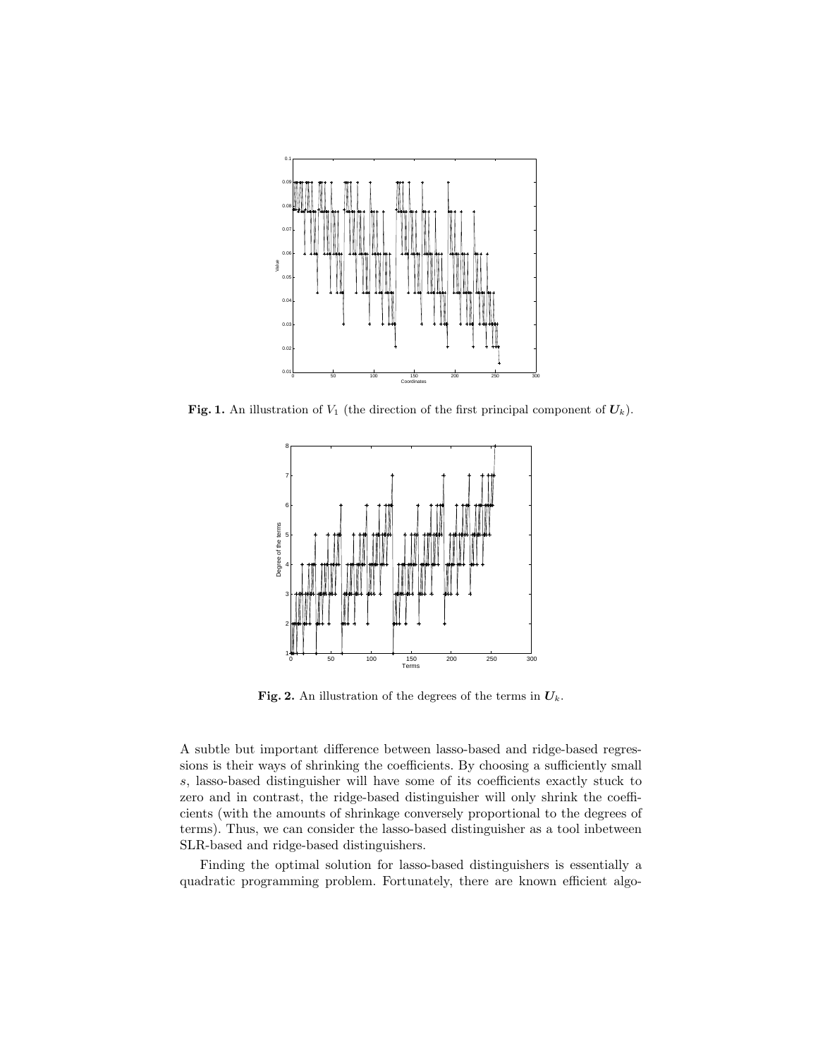**Fig. 1.** An illustration of $V_1$ (the direction of the first principal component of $\boldsymbol{U}_k$).

**Fig. 2.** An illustration of the degrees of the terms in $\boldsymbol{U}_k$.

A subtle but important difference between lasso-based and ridge-based regressions is their ways of shrinking the coefficients. By choosing a sufficiently small $s$, lasso-based distinguisher will have some of its coefficients exactly stuck to zero and in contrast, the ridge-based distinguisher will only shrink the coefficients (with the amounts of shrinkage conversely proportional to the degrees of terms). Thus, we can consider the lasso-based distinguisher as a tool inbetween SLR-based and ridge-based distinguishers.

Finding the optimal solution for lasso-based distinguishers is essentially a quadratic programming problem. Fortunately, there are known efficient algo-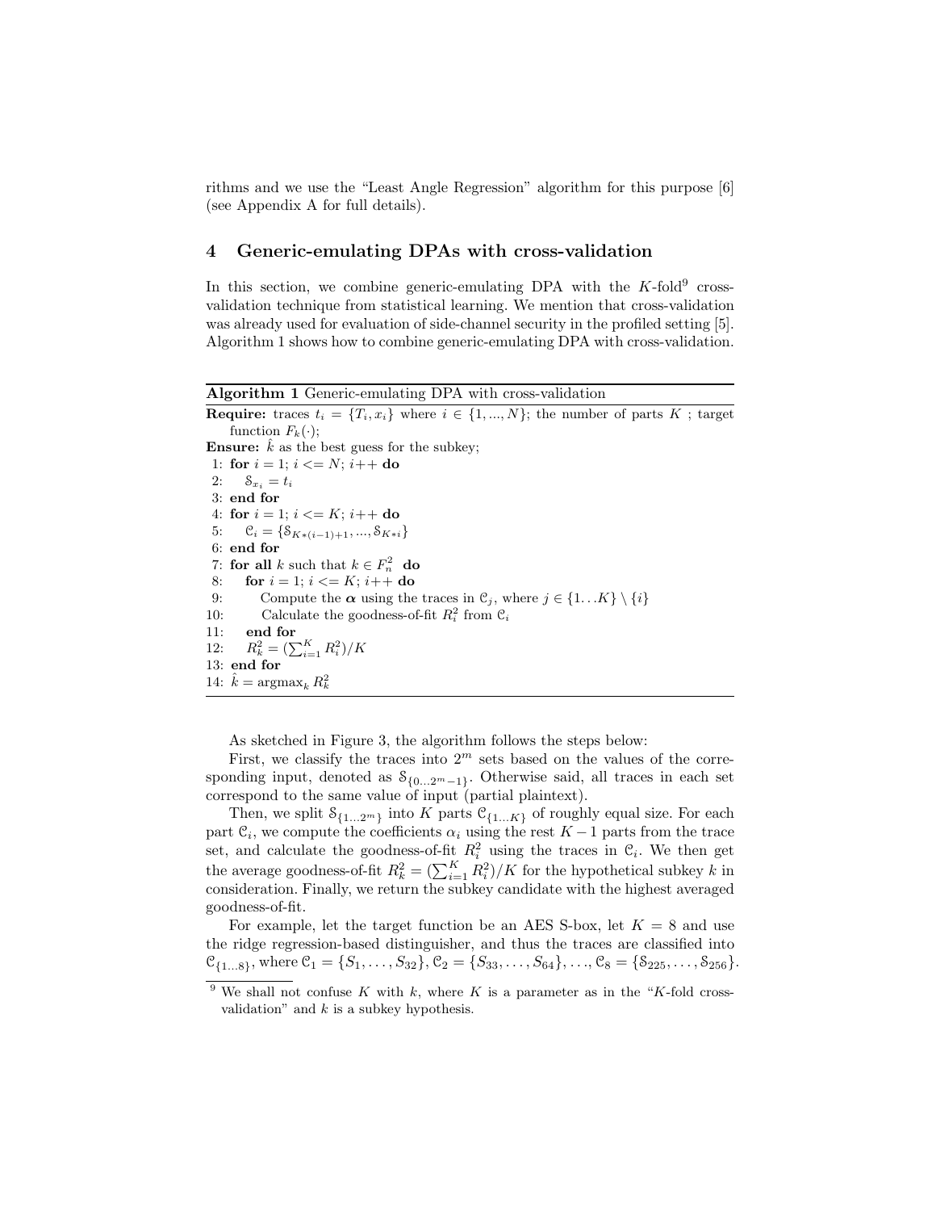rithms and we use the "Least Angle Regression" algorithm for this purpose [6] (see Appendix A for full details).

## 4 Generic-emulating DPAs with cross-validation

In this section, we combine generic-emulating DPA with the $K$-fold[9] cross-validation technique from statistical learning. We mention that cross-validation was already used for evaluation of side-channel security in the profiled setting [5]. Algorithm 1 shows how to combine generic-emulating DPA with cross-validation.

**Algorithm 1** Generic-emulating DPA with cross-validation

**Require:** traces $t_i = \{T_i, x_i\}$ where $i \in \{1, ..., N\}$; the number of parts $K$ ; target function $F_k(\cdot)$;
**Ensure:** $\hat{k}$ as the best guess for the subkey;

1: **for** $i = 1$; $i <= N$; $i{+}{+}$ **do**
2: $\quad \mathcal{S}_{x_i} = t_i$
3: **end for**
4: **for** $i = 1$; $i <= K$; $i{+}{+}$ **do**
5: $\quad \mathcal{C}_i = \{\mathcal{S}_{K*(i-1)+1}, ..., \mathcal{S}_{K*i}\}$
6: **end for**
7: **for all** $k$ such that $k \in F_n^2$ **do**
8: $\quad$ **for** $i = 1$; $i <= K$; $i{+}{+}$ **do**
9: $\quad\quad$ Compute the $\boldsymbol{\alpha}$ using the traces in $\mathcal{C}_j$, where $j \in \{1 \ldots K\} \setminus \{i\}$
10: $\quad\quad$ Calculate the goodness-of-fit $R_i^2$ from $\mathcal{C}_i$
11: $\quad$ **end for**
12: $\quad R_k^2 = (\sum_{i=1}^{K} R_i^2)/K$
13: **end for**
14: $\hat{k} = \text{argmax}_k\, R_k^2$

As sketched in Figure 3, the algorithm follows the steps below:

First, we classify the traces into $2^m$ sets based on the values of the corresponding input, denoted as $\mathcal{S}_{\{0 \ldots 2^m-1\}}$. Otherwise said, all traces in each set correspond to the same value of input (partial plaintext).

Then, we split $\mathcal{S}_{\{1 \ldots 2^m\}}$ into $K$ parts $\mathcal{C}_{\{1 \ldots K\}}$ of roughly equal size. For each part $\mathcal{C}_i$, we compute the coefficients $\alpha_i$ using the rest $K-1$ parts from the trace set, and calculate the goodness-of-fit $R_i^2$ using the traces in $\mathcal{C}_i$. We then get the average goodness-of-fit $R_k^2 = (\sum_{i=1}^{K} R_i^2)/K$ for the hypothetical subkey $k$ in consideration. Finally, we return the subkey candidate with the highest averaged goodness-of-fit.

For example, let the target function be an AES S-box, let $K = 8$ and use the ridge regression-based distinguisher, and thus the traces are classified into $\mathcal{C}_{\{1 \ldots 8\}}$, where $\mathcal{C}_1 = \{S_1, \ldots, S_{32}\}$, $\mathcal{C}_2 = \{S_{33}, \ldots, S_{64}\}$, ..., $\mathcal{C}_8 = \{\mathcal{S}_{225}, \ldots, \mathcal{S}_{256}\}$.

[9] We shall not confuse $K$ with $k$, where $K$ is a parameter as in the "$K$-fold cross-validation" and $k$ is a subkey hypothesis.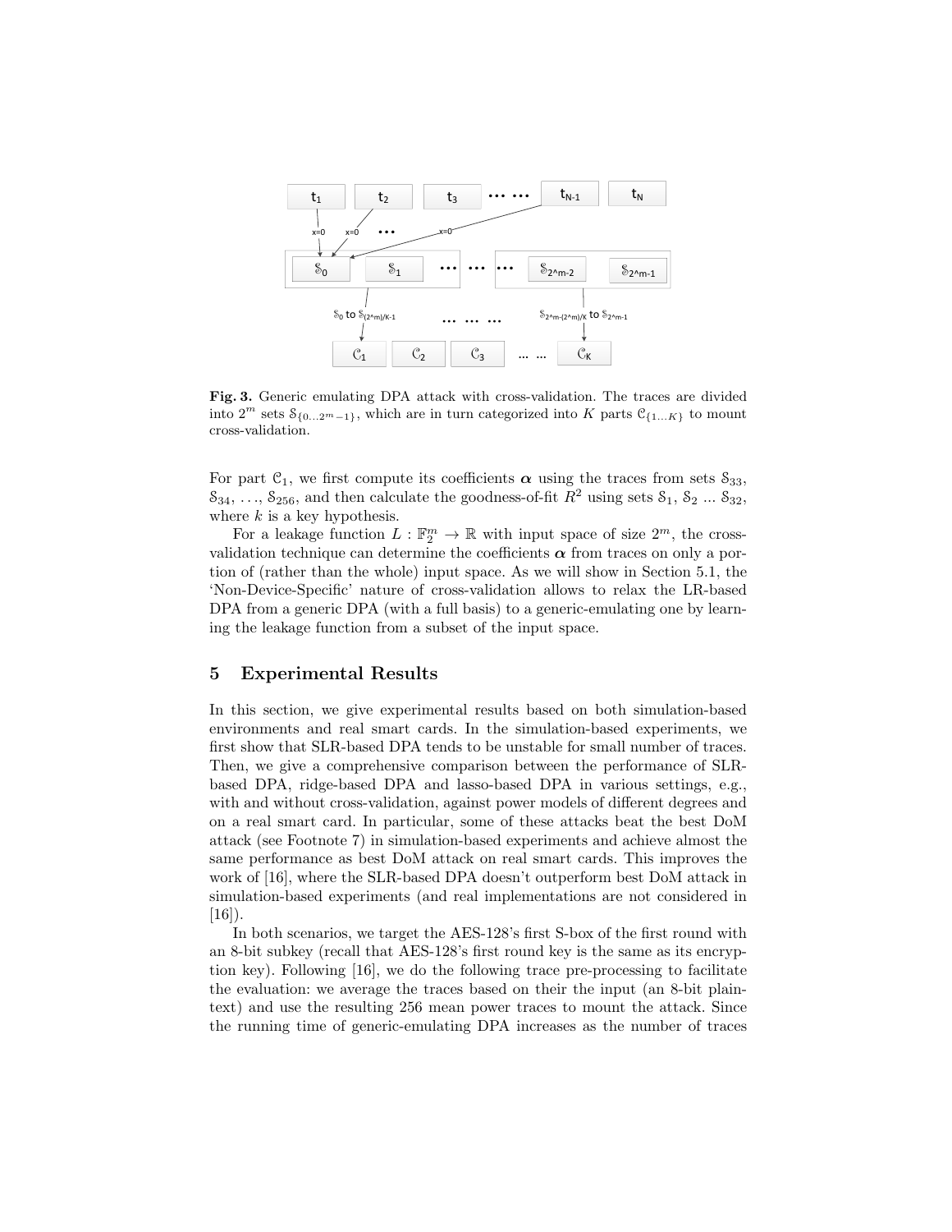**Fig. 3.** Generic emulating DPA attack with cross-validation. The traces are divided into $2^m$ sets $\mathbb{S}_{\{0...2^m-1\}}$, which are in turn categorized into $K$ parts $\mathbb{C}_{\{1...K\}}$ to mount cross-validation.

For part $\mathbb{C}_1$, we first compute its coefficients $\boldsymbol{\alpha}$ using the traces from sets $\mathbb{S}_{33}$, $\mathbb{S}_{34}$, ..., $\mathbb{S}_{256}$, and then calculate the goodness-of-fit $R^2$ using sets $\mathbb{S}_1$, $\mathbb{S}_2$ ... $\mathbb{S}_{32}$, where $k$ is a key hypothesis.

For a leakage function $L : \mathbb{F}_2^m \to \mathbb{R}$ with input space of size $2^m$, the cross-validation technique can determine the coefficients $\boldsymbol{\alpha}$ from traces on only a portion of (rather than the whole) input space. As we will show in Section 5.1, the 'Non-Device-Specific' nature of cross-validation allows to relax the LR-based DPA from a generic DPA (with a full basis) to a generic-emulating one by learning the leakage function from a subset of the input space.

## 5 Experimental Results

In this section, we give experimental results based on both simulation-based environments and real smart cards. In the simulation-based experiments, we first show that SLR-based DPA tends to be unstable for small number of traces. Then, we give a comprehensive comparison between the performance of SLR-based DPA, ridge-based DPA and lasso-based DPA in various settings, e.g., with and without cross-validation, against power models of different degrees and on a real smart card. In particular, some of these attacks beat the best DoM attack (see Footnote 7) in simulation-based experiments and achieve almost the same performance as best DoM attack on real smart cards. This improves the work of [16], where the SLR-based DPA doesn't outperform best DoM attack in simulation-based experiments (and real implementations are not considered in [16]).

In both scenarios, we target the AES-128's first S-box of the first round with an 8-bit subkey (recall that AES-128's first round key is the same as its encryption key). Following [16], we do the following trace pre-processing to facilitate the evaluation: we average the traces based on their the input (an 8-bit plaintext) and use the resulting 256 mean power traces to mount the attack. Since the running time of generic-emulating DPA increases as the number of traces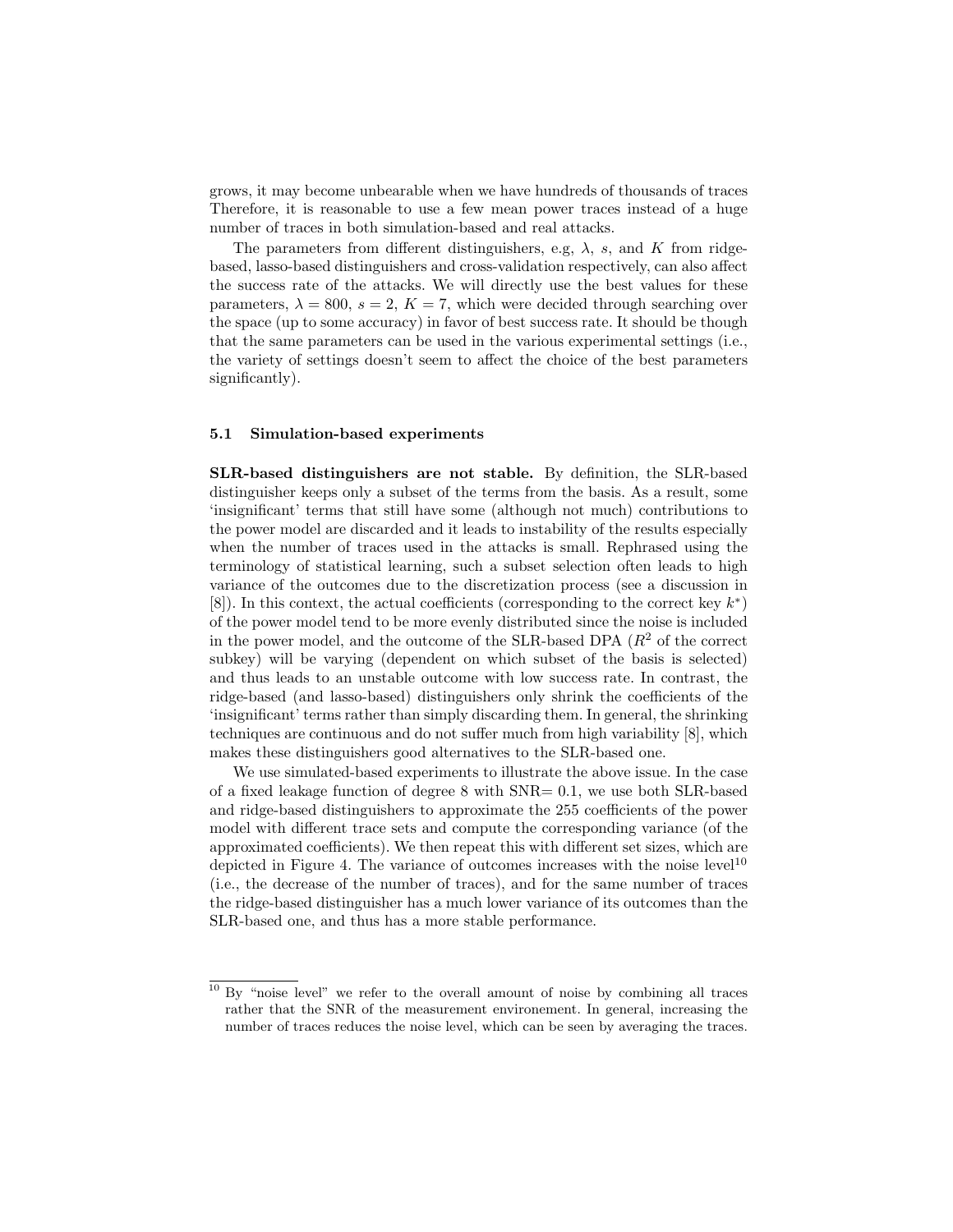grows, it may become unbearable when we have hundreds of thousands of traces Therefore, it is reasonable to use a few mean power traces instead of a huge number of traces in both simulation-based and real attacks.

The parameters from different distinguishers, e.g, $\lambda$, $s$, and $K$ from ridge-based, lasso-based distinguishers and cross-validation respectively, can also affect the success rate of the attacks. We will directly use the best values for these parameters, $\lambda = 800$, $s = 2$, $K = 7$, which were decided through searching over the space (up to some accuracy) in favor of best success rate. It should be though that the same parameters can be used in the various experimental settings (i.e., the variety of settings doesn't seem to affect the choice of the best parameters significantly).

### 5.1 Simulation-based experiments

**SLR-based distinguishers are not stable.** By definition, the SLR-based distinguisher keeps only a subset of the terms from the basis. As a result, some 'insignificant' terms that still have some (although not much) contributions to the power model are discarded and it leads to instability of the results especially when the number of traces used in the attacks is small. Rephrased using the terminology of statistical learning, such a subset selection often leads to high variance of the outcomes due to the discretization process (see a discussion in [8]). In this context, the actual coefficients (corresponding to the correct key $k^*$) of the power model tend to be more evenly distributed since the noise is included in the power model, and the outcome of the SLR-based DPA ($R^2$ of the correct subkey) will be varying (dependent on which subset of the basis is selected) and thus leads to an unstable outcome with low success rate. In contrast, the ridge-based (and lasso-based) distinguishers only shrink the coefficients of the 'insignificant' terms rather than simply discarding them. In general, the shrinking techniques are continuous and do not suffer much from high variability [8], which makes these distinguishers good alternatives to the SLR-based one.

We use simulated-based experiments to illustrate the above issue. In the case of a fixed leakage function of degree 8 with SNR$= 0.1$, we use both SLR-based and ridge-based distinguishers to approximate the 255 coefficients of the power model with different trace sets and compute the corresponding variance (of the approximated coefficients). We then repeat this with different set sizes, which are depicted in Figure 4. The variance of outcomes increases with the noise level[10] (i.e., the decrease of the number of traces), and for the same number of traces the ridge-based distinguisher has a much lower variance of its outcomes than the SLR-based one, and thus has a more stable performance.

[10] By "noise level" we refer to the overall amount of noise by combining all traces rather that the SNR of the measurement environement. In general, increasing the number of traces reduces the noise level, which can be seen by averaging the traces.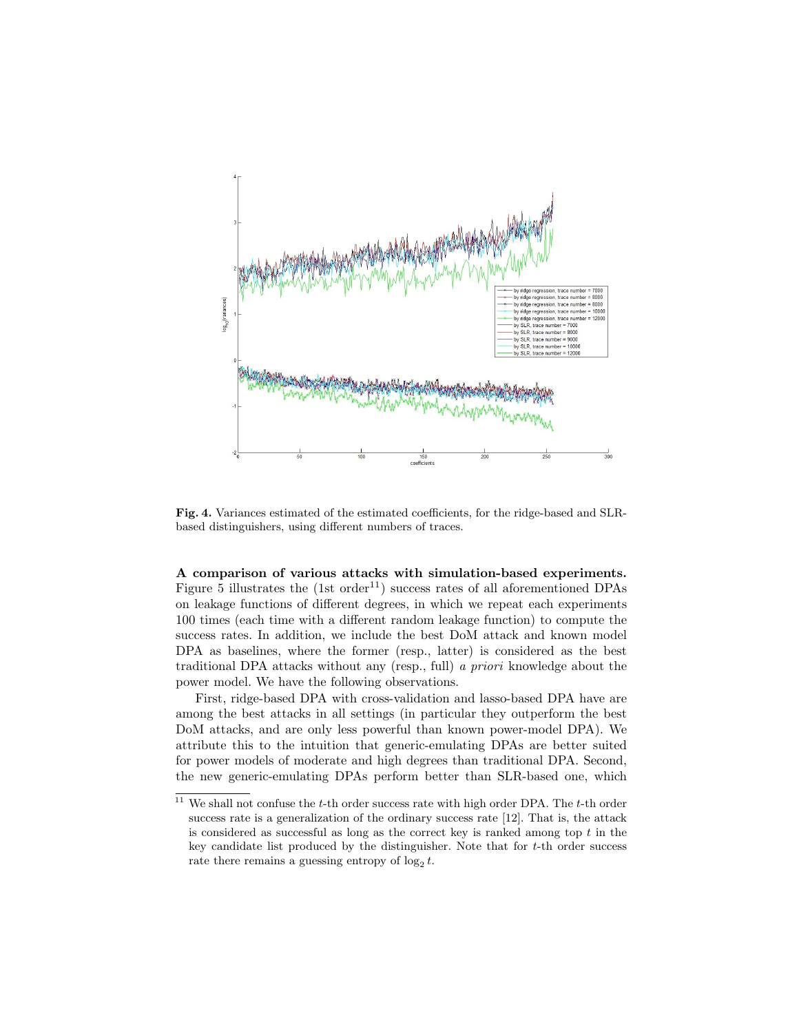**Fig. 4.** Variances estimated of the estimated coefficients, for the ridge-based and SLR-based distinguishers, using different numbers of traces.

**A comparison of various attacks with simulation-based experiments.** Figure 5 illustrates the (1st order[11]) success rates of all aforementioned DPAs on leakage functions of different degrees, in which we repeat each experiments 100 times (each time with a different random leakage function) to compute the success rates. In addition, we include the best DoM attack and known model DPA as baselines, where the former (resp., latter) is considered as the best traditional DPA attacks without any (resp., full) *a priori* knowledge about the power model. We have the following observations.

First, ridge-based DPA with cross-validation and lasso-based DPA have are among the best attacks in all settings (in particular they outperform the best DoM attacks, and are only less powerful than known power-model DPA). We attribute this to the intuition that generic-emulating DPAs are better suited for power models of moderate and high degrees than traditional DPA. Second, the new generic-emulating DPAs perform better than SLR-based one, which

[11] We shall not confuse the $t$-th order success rate with high order DPA. The $t$-th order success rate is a generalization of the ordinary success rate [12]. That is, the attack is considered as successful as long as the correct key is ranked among top $t$ in the key candidate list produced by the distinguisher. Note that for $t$-th order success rate there remains a guessing entropy of $\log_2 t$.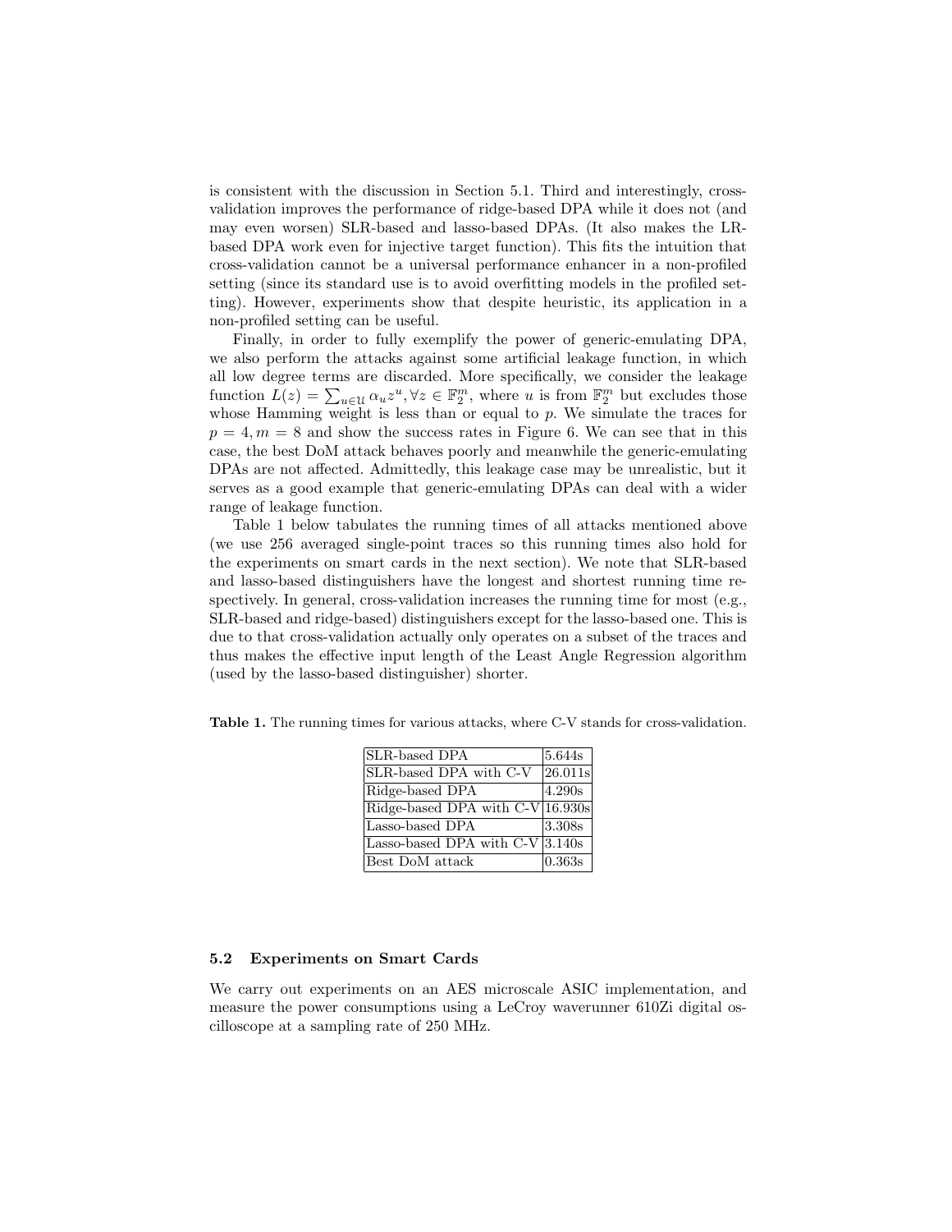is consistent with the discussion in Section 5.1. Third and interestingly, cross-validation improves the performance of ridge-based DPA while it does not (and may even worsen) SLR-based and lasso-based DPAs. (It also makes the LR-based DPA work even for injective target function). This fits the intuition that cross-validation cannot be a universal performance enhancer in a non-profiled setting (since its standard use is to avoid overfitting models in the profiled setting). However, experiments show that despite heuristic, its application in a non-profiled setting can be useful.

Finally, in order to fully exemplify the power of generic-emulating DPA, we also perform the attacks against some artificial leakage function, in which all low degree terms are discarded. More specifically, we consider the leakage function $L(z) = \sum_{u \in \mathcal{U}} \alpha_u z^u, \forall z \in \mathbb{F}_2^m$, where $u$ is from $\mathbb{F}_2^m$ but excludes those whose Hamming weight is less than or equal to $p$. We simulate the traces for $p = 4, m = 8$ and show the success rates in Figure 6. We can see that in this case, the best DoM attack behaves poorly and meanwhile the generic-emulating DPAs are not affected. Admittedly, this leakage case may be unrealistic, but it serves as a good example that generic-emulating DPAs can deal with a wider range of leakage function.

Table 1 below tabulates the running times of all attacks mentioned above (we use 256 averaged single-point traces so this running times also hold for the experiments on smart cards in the next section). We note that SLR-based and lasso-based distinguishers have the longest and shortest running time respectively. In general, cross-validation increases the running time for most (e.g., SLR-based and ridge-based) distinguishers except for the lasso-based one. This is due to that cross-validation actually only operates on a subset of the traces and thus makes the effective input length of the Least Angle Regression algorithm (used by the lasso-based distinguisher) shorter.

**Table 1.** The running times for various attacks, where C-V stands for cross-validation.

| Attack | Time |
| --- | --- |
| SLR-based DPA | 5.644s |
| SLR-based DPA with C-V | 26.011s |
| Ridge-based DPA | 4.290s |
| Ridge-based DPA with C-V | 16.930s |
| Lasso-based DPA | 3.308s |
| Lasso-based DPA with C-V | 3.140s |
| Best DoM attack | 0.363s |

### 5.2 Experiments on Smart Cards

We carry out experiments on an AES microscale ASIC implementation, and measure the power consumptions using a LeCroy waverunner 610Zi digital oscilloscope at a sampling rate of 250 MHz.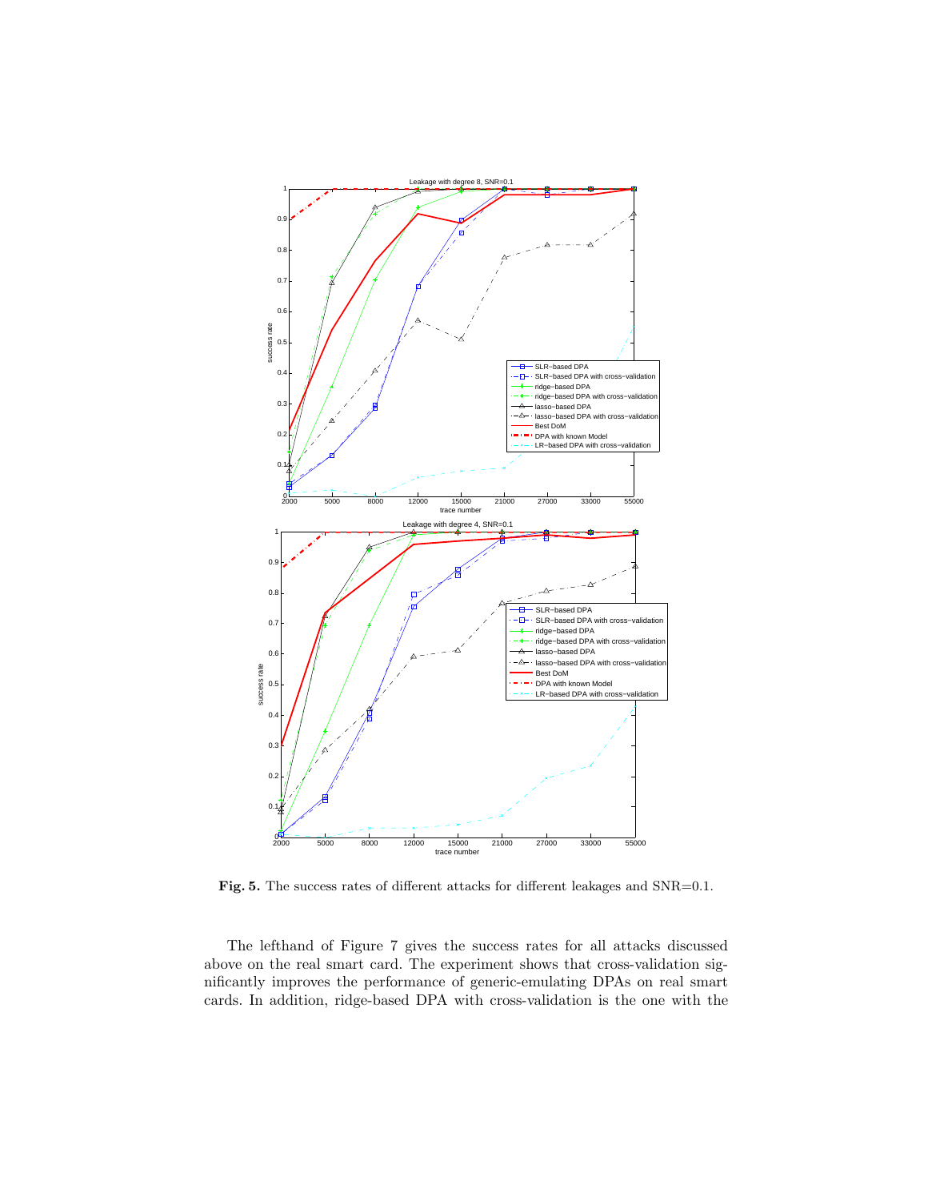**Fig. 5.** The success rates of different attacks for different leakages and SNR=0.1.

The lefthand of Figure 7 gives the success rates for all attacks discussed above on the real smart card. The experiment shows that cross-validation significantly improves the performance of generic-emulating DPAs on real smart cards. In addition, ridge-based DPA with cross-validation is the one with the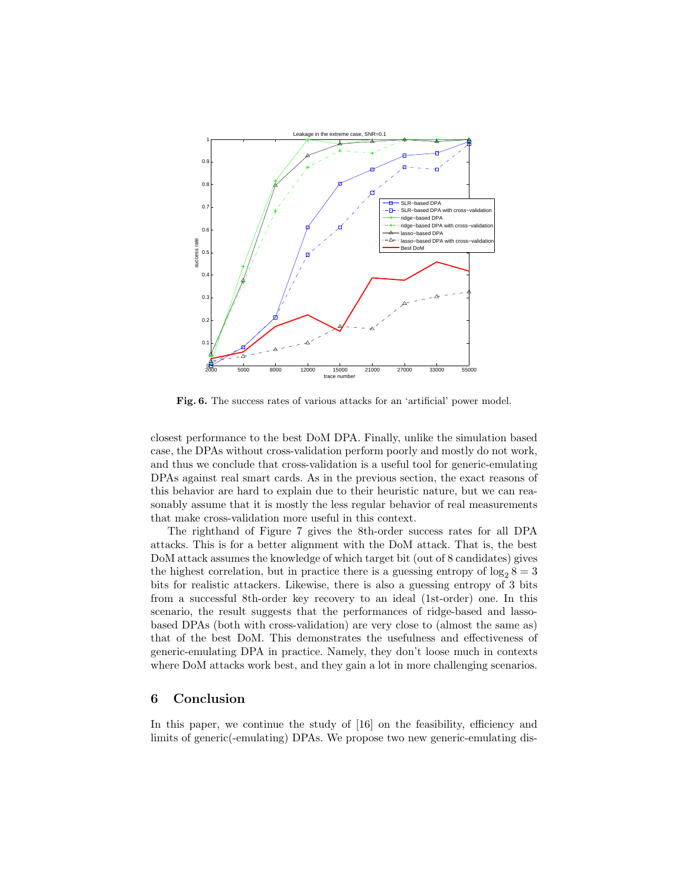**Fig. 6.** The success rates of various attacks for an 'artificial' power model.

closest performance to the best DoM DPA. Finally, unlike the simulation based case, the DPAs without cross-validation perform poorly and mostly do not work, and thus we conclude that cross-validation is a useful tool for generic-emulating DPAs against real smart cards. As in the previous section, the exact reasons of this behavior are hard to explain due to their heuristic nature, but we can reasonably assume that it is mostly the less regular behavior of real measurements that make cross-validation more useful in this context.

The righthand of Figure 7 gives the 8th-order success rates for all DPA attacks. This is for a better alignment with the DoM attack. That is, the best DoM attack assumes the knowledge of which target bit (out of 8 candidates) gives the highest correlation, but in practice there is a guessing entropy of $\log_2 8 = 3$ bits for realistic attackers. Likewise, there is also a guessing entropy of 3 bits from a successful 8th-order key recovery to an ideal (1st-order) one. In this scenario, the result suggests that the performances of ridge-based and lasso-based DPAs (both with cross-validation) are very close to (almost the same as) that of the best DoM. This demonstrates the usefulness and effectiveness of generic-emulating DPA in practice. Namely, they don't loose much in contexts where DoM attacks work best, and they gain a lot in more challenging scenarios.

## 6 Conclusion

In this paper, we continue the study of [16] on the feasibility, efficiency and limits of generic(-emulating) DPAs. We propose two new generic-emulating dis-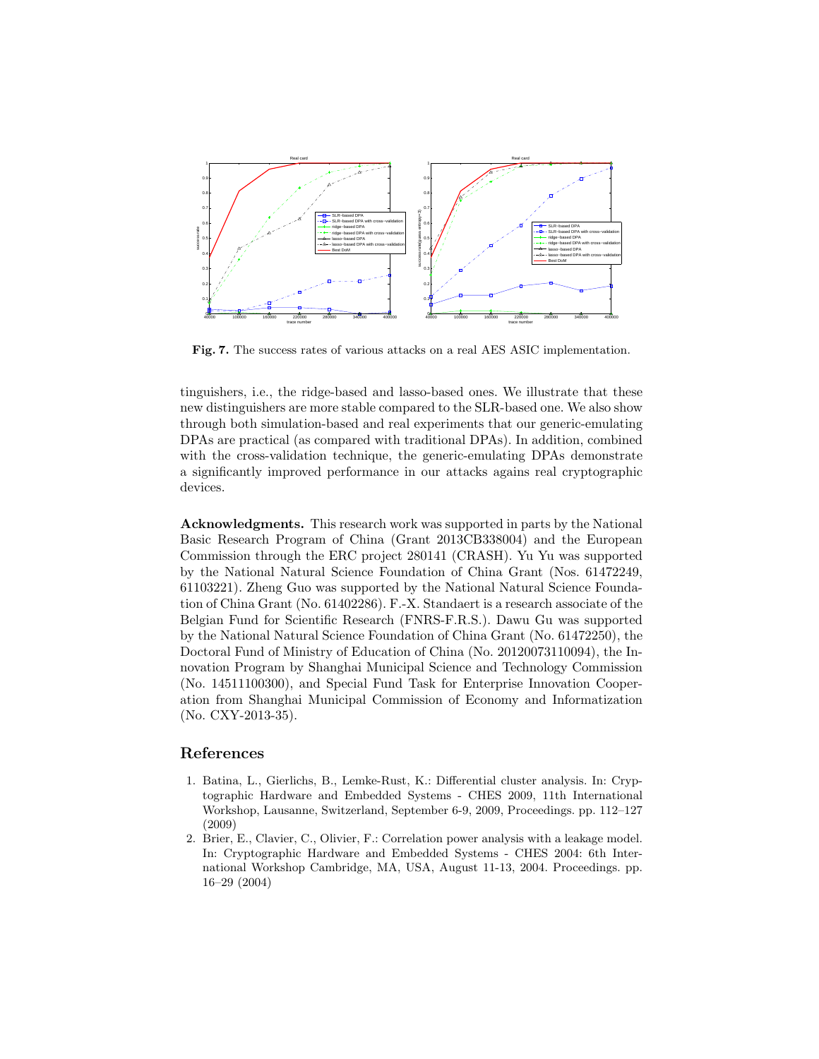**Fig. 7.** The success rates of various attacks on a real AES ASIC implementation.

tinguishers, i.e., the ridge-based and lasso-based ones. We illustrate that these new distinguishers are more stable compared to the SLR-based one. We also show through both simulation-based and real experiments that our generic-emulating DPAs are practical (as compared with traditional DPAs). In addition, combined with the cross-validation technique, the generic-emulating DPAs demonstrate a significantly improved performance in our attacks agains real cryptographic devices.

**Acknowledgments.** This research work was supported in parts by the National Basic Research Program of China (Grant 2013CB338004) and the European Commission through the ERC project 280141 (CRASH). Yu Yu was supported by the National Natural Science Foundation of China Grant (Nos. 61472249, 61103221). Zheng Guo was supported by the National Natural Science Foundation of China Grant (No. 61402286). F.-X. Standaert is a research associate of the Belgian Fund for Scientific Research (FNRS-F.R.S.). Dawu Gu was supported by the National Natural Science Foundation of China Grant (No. 61472250), the Doctoral Fund of Ministry of Education of China (No. 20120073110094), the Innovation Program by Shanghai Municipal Science and Technology Commission (No. 14511100300), and Special Fund Task for Enterprise Innovation Cooperation from Shanghai Municipal Commission of Economy and Informatization (No. CXY-2013-35).

# References

1. Batina, L., Gierlichs, B., Lemke-Rust, K.: Differential cluster analysis. In: Cryptographic Hardware and Embedded Systems - CHES 2009, 11th International Workshop, Lausanne, Switzerland, September 6-9, 2009, Proceedings. pp. 112–127 (2009)
2. Brier, E., Clavier, C., Olivier, F.: Correlation power analysis with a leakage model. In: Cryptographic Hardware and Embedded Systems - CHES 2004: 6th International Workshop Cambridge, MA, USA, August 11-13, 2004. Proceedings. pp. 16–29 (2004)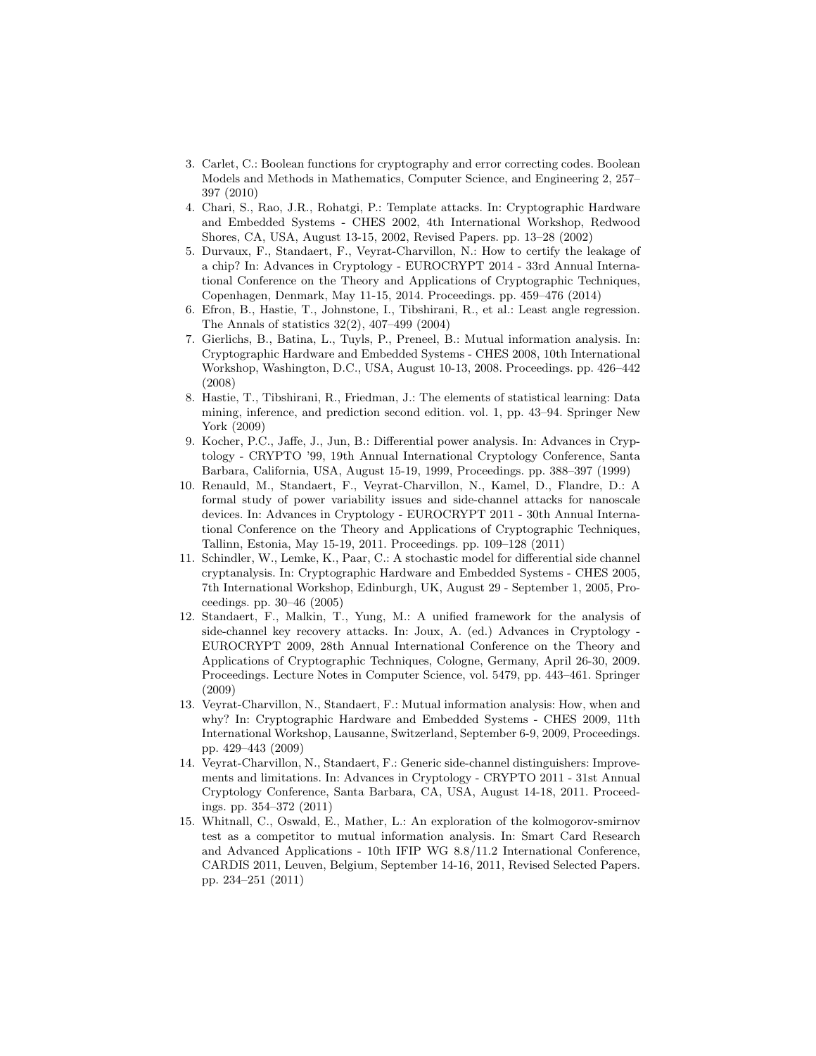3. Carlet, C.: Boolean functions for cryptography and error correcting codes. Boolean Models and Methods in Mathematics, Computer Science, and Engineering 2, 257–397 (2010)
4. Chari, S., Rao, J.R., Rohatgi, P.: Template attacks. In: Cryptographic Hardware and Embedded Systems - CHES 2002, 4th International Workshop, Redwood Shores, CA, USA, August 13-15, 2002, Revised Papers. pp. 13–28 (2002)
5. Durvaux, F., Standaert, F., Veyrat-Charvillon, N.: How to certify the leakage of a chip? In: Advances in Cryptology - EUROCRYPT 2014 - 33rd Annual International Conference on the Theory and Applications of Cryptographic Techniques, Copenhagen, Denmark, May 11-15, 2014. Proceedings. pp. 459–476 (2014)
6. Efron, B., Hastie, T., Johnstone, I., Tibshirani, R., et al.: Least angle regression. The Annals of statistics 32(2), 407–499 (2004)
7. Gierlichs, B., Batina, L., Tuyls, P., Preneel, B.: Mutual information analysis. In: Cryptographic Hardware and Embedded Systems - CHES 2008, 10th International Workshop, Washington, D.C., USA, August 10-13, 2008. Proceedings. pp. 426–442 (2008)
8. Hastie, T., Tibshirani, R., Friedman, J.: The elements of statistical learning: Data mining, inference, and prediction second edition. vol. 1, pp. 43–94. Springer New York (2009)
9. Kocher, P.C., Jaffe, J., Jun, B.: Differential power analysis. In: Advances in Cryptology - CRYPTO '99, 19th Annual International Cryptology Conference, Santa Barbara, California, USA, August 15-19, 1999, Proceedings. pp. 388–397 (1999)
10. Renauld, M., Standaert, F., Veyrat-Charvillon, N., Kamel, D., Flandre, D.: A formal study of power variability issues and side-channel attacks for nanoscale devices. In: Advances in Cryptology - EUROCRYPT 2011 - 30th Annual International Conference on the Theory and Applications of Cryptographic Techniques, Tallinn, Estonia, May 15-19, 2011. Proceedings. pp. 109–128 (2011)
11. Schindler, W., Lemke, K., Paar, C.: A stochastic model for differential side channel cryptanalysis. In: Cryptographic Hardware and Embedded Systems - CHES 2005, 7th International Workshop, Edinburgh, UK, August 29 - September 1, 2005, Proceedings. pp. 30–46 (2005)
12. Standaert, F., Malkin, T., Yung, M.: A unified framework for the analysis of side-channel key recovery attacks. In: Joux, A. (ed.) Advances in Cryptology - EUROCRYPT 2009, 28th Annual International Conference on the Theory and Applications of Cryptographic Techniques, Cologne, Germany, April 26-30, 2009. Proceedings. Lecture Notes in Computer Science, vol. 5479, pp. 443–461. Springer (2009)
13. Veyrat-Charvillon, N., Standaert, F.: Mutual information analysis: How, when and why? In: Cryptographic Hardware and Embedded Systems - CHES 2009, 11th International Workshop, Lausanne, Switzerland, September 6-9, 2009, Proceedings. pp. 429–443 (2009)
14. Veyrat-Charvillon, N., Standaert, F.: Generic side-channel distinguishers: Improvements and limitations. In: Advances in Cryptology - CRYPTO 2011 - 31st Annual Cryptology Conference, Santa Barbara, CA, USA, August 14-18, 2011. Proceedings. pp. 354–372 (2011)
15. Whitnall, C., Oswald, E., Mather, L.: An exploration of the kolmogorov-smirnov test as a competitor to mutual information analysis. In: Smart Card Research and Advanced Applications - 10th IFIP WG 8.8/11.2 International Conference, CARDIS 2011, Leuven, Belgium, September 14-16, 2011, Revised Selected Papers. pp. 234–251 (2011)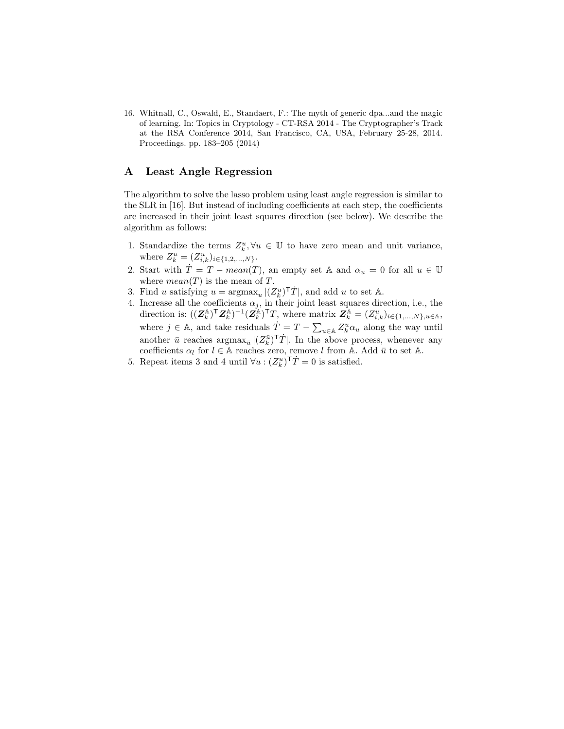16. Whitnall, C., Oswald, E., Standaert, F.: The myth of generic dpa...and the magic of learning. In: Topics in Cryptology - CT-RSA 2014 - The Cryptographer's Track at the RSA Conference 2014, San Francisco, CA, USA, February 25-28, 2014. Proceedings. pp. 183–205 (2014)

## A Least Angle Regression

The algorithm to solve the lasso problem using least angle regression is similar to the SLR in [16]. But instead of including coefficients at each step, the coefficients are increased in their joint least squares direction (see below). We describe the algorithm as follows:

1. Standardize the terms $Z_k^u, \forall u \in \mathbb{U}$ to have zero mean and unit variance, where $Z_k^u = (Z_{i,k}^u)_{i \in \{1,2,\ldots,N\}}$.
2. Start with $\dot{T} = T - mean(T)$, an empty set $\mathbb{A}$ and $\alpha_u = 0$ for all $u \in \mathbb{U}$ where $mean(T)$ is the mean of $T$.
3. Find $u$ satisfying $u = \text{argmax}_u \, |(Z_k^u)^\mathsf{T} \dot{T}|$, and add $u$ to set $\mathbb{A}$.
4. Increase all the coefficients $\alpha_j$, in their joint least squares direction, i.e., the direction is: $((\boldsymbol{Z}_k^{\mathbb{A}})^\mathsf{T} \boldsymbol{Z}_k^{\mathbb{A}})^{-1} (\boldsymbol{Z}_k^{\mathbb{A}})^\mathsf{T} T$, where matrix $\boldsymbol{Z}_k^{\mathbb{A}} = (Z_{i,k}^u)_{i \in \{1,\ldots,N\}, u \in \mathbb{A}}$, where $j \in \mathbb{A}$, and take residuals $\dot{T} = T - \sum_{u \in \mathbb{A}} Z_k^u \alpha_u$ along the way until another $\bar{u}$ reaches $\text{argmax}_{\bar{u}} \, |(Z_k^{\bar{u}})^\mathsf{T} \dot{T}|$. In the above process, whenever any coefficients $\alpha_l$ for $l \in \mathbb{A}$ reaches zero, remove $l$ from $\mathbb{A}$. Add $\bar{u}$ to set $\mathbb{A}$.
5. Repeat items 3 and 4 until $\forall u : (Z_k^u)^\mathsf{T} \dot{T} = 0$ is satisfied.